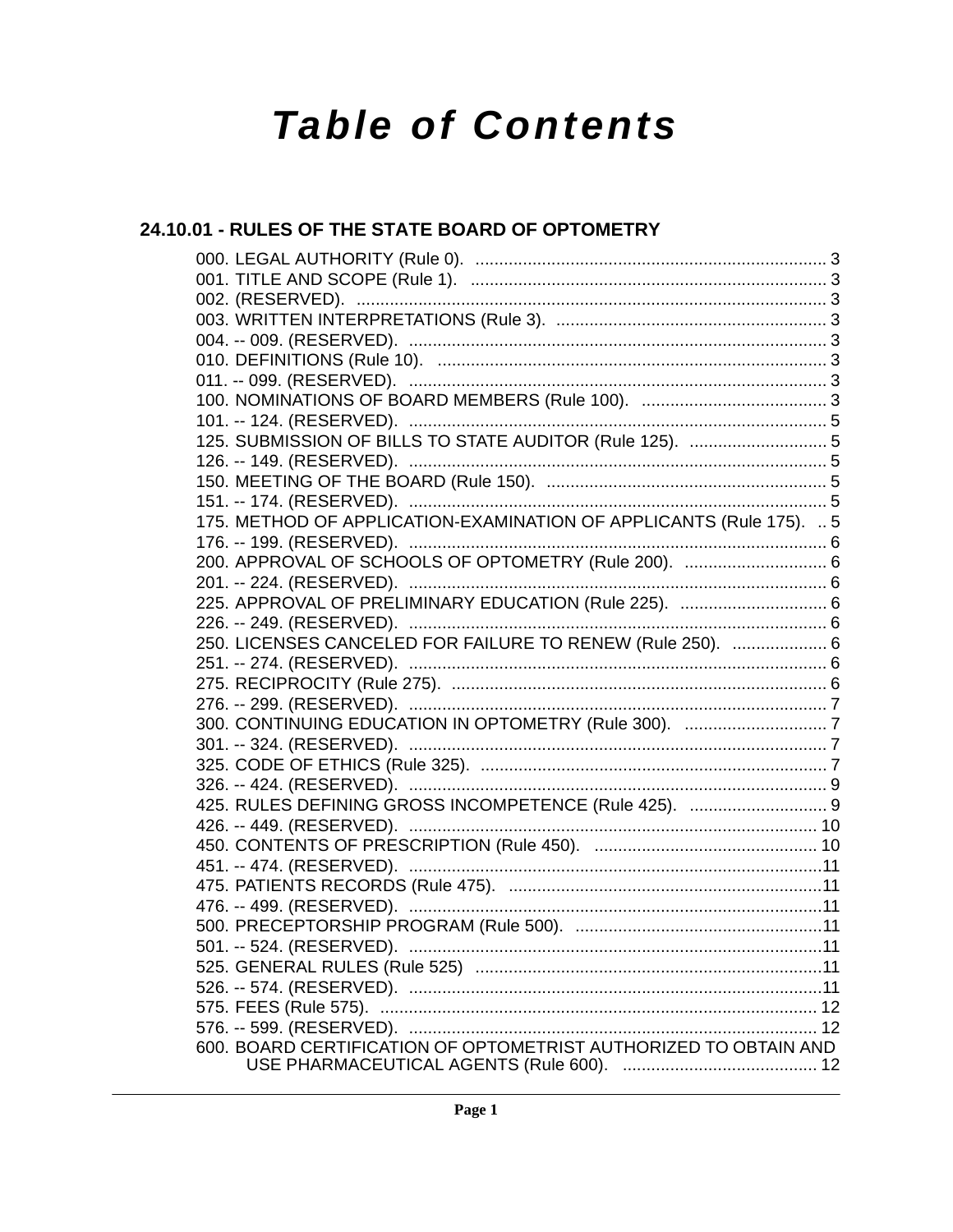# Table of Contents

## 24.10.01 - RULES OF THE STATE BOARD OF OPTOMETRY

000. LEGAL AUTHORITY (Rule 0). .......... 3
001. TITLE AND SCOPE (Rule 1). .......... 3
002. (RESERVED). .......... 3
003. WRITTEN INTERPRETATIONS (Rule 3). .......... 3
004. -- 009. (RESERVED). .......... 3
010. DEFINITIONS (Rule 10). .......... 3
011. -- 099. (RESERVED). .......... 3
100. NOMINATIONS OF BOARD MEMBERS (Rule 100). .......... 3
101. -- 124. (RESERVED). .......... 5
125. SUBMISSION OF BILLS TO STATE AUDITOR (Rule 125). .......... 5
126. -- 149. (RESERVED). .......... 5
150. MEETING OF THE BOARD (Rule 150). .......... 5
151. -- 174. (RESERVED). .......... 5
175. METHOD OF APPLICATION-EXAMINATION OF APPLICANTS (Rule 175). .......... 5
176. -- 199. (RESERVED). .......... 6
200. APPROVAL OF SCHOOLS OF OPTOMETRY (Rule 200). .......... 6
201. -- 224. (RESERVED). .......... 6
225. APPROVAL OF PRELIMINARY EDUCATION (Rule 225). .......... 6
226. -- 249. (RESERVED). .......... 6
250. LICENSES CANCELED FOR FAILURE TO RENEW (Rule 250). .......... 6
251. -- 274. (RESERVED). .......... 6
275. RECIPROCITY (Rule 275). .......... 6
276. -- 299. (RESERVED). .......... 7
300. CONTINUING EDUCATION IN OPTOMETRY (Rule 300). .......... 7
301. -- 324. (RESERVED). .......... 7
325. CODE OF ETHICS (Rule 325). .......... 7
326. -- 424. (RESERVED). .......... 9
425. RULES DEFINING GROSS INCOMPETENCE (Rule 425). .......... 9
426. -- 449. (RESERVED). .......... 10
450. CONTENTS OF PRESCRIPTION (Rule 450). .......... 10
451. -- 474. (RESERVED). .......... 11
475. PATIENTS RECORDS (Rule 475). .......... 11
476. -- 499. (RESERVED). .......... 11
500. PRECEPTORSHIP PROGRAM (Rule 500). .......... 11
501. -- 524. (RESERVED). .......... 11
525. GENERAL RULES (Rule 525) .......... 11
526. -- 574. (RESERVED). .......... 11
575. FEES (Rule 575). .......... 12
576. -- 599. (RESERVED). .......... 12
600. BOARD CERTIFICATION OF OPTOMETRIST AUTHORIZED TO OBTAIN AND USE PHARMACEUTICAL AGENTS (Rule 600). .......... 12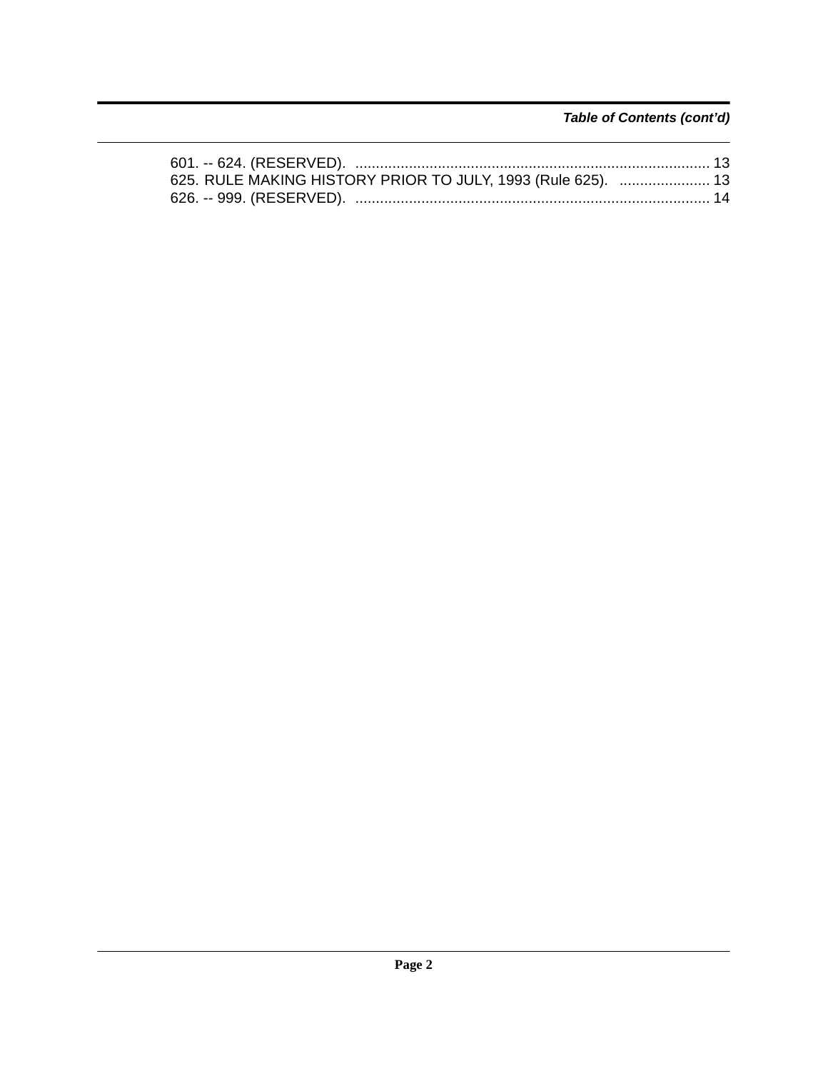*Table of Contents (cont'd)*

601. -- 624. (RESERVED). ..................................................................................... 13
625. RULE MAKING HISTORY PRIOR TO JULY, 1993 (Rule 625). ...................... 13
626. -- 999. (RESERVED). ..................................................................................... 14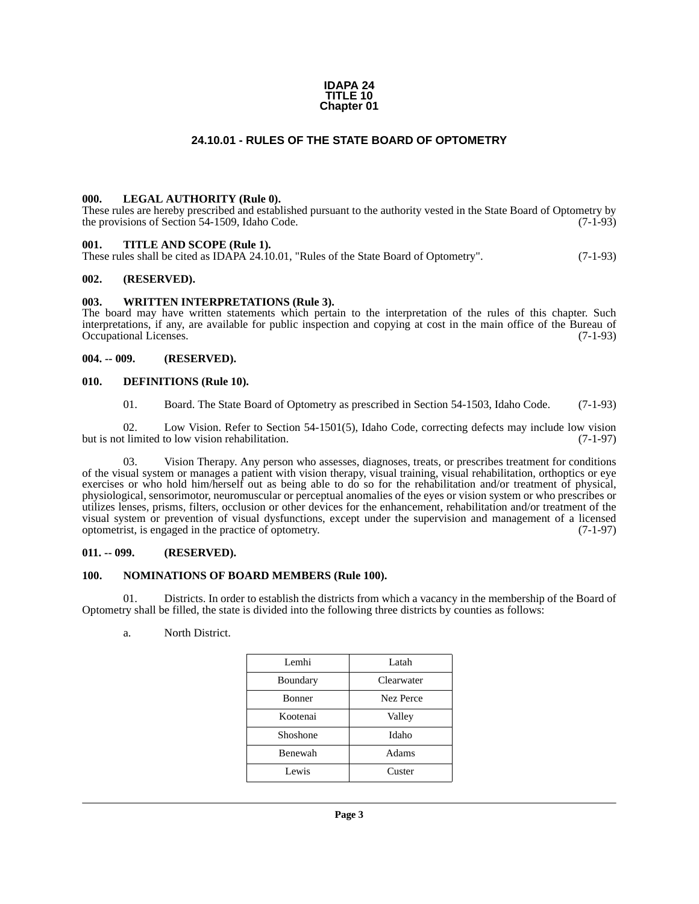# IDAPA 24
# TITLE 10
# Chapter 01

## 24.10.01 - RULES OF THE STATE BOARD OF OPTOMETRY

**000. LEGAL AUTHORITY (Rule 0).**
These rules are hereby prescribed and established pursuant to the authority vested in the State Board of Optometry by the provisions of Section 54-1509, Idaho Code. (7-1-93)

**001. TITLE AND SCOPE (Rule 1).**
These rules shall be cited as IDAPA 24.10.01, "Rules of the State Board of Optometry". (7-1-93)

**002. (RESERVED).**

**003. WRITTEN INTERPRETATIONS (Rule 3).**
The board may have written statements which pertain to the interpretation of the rules of this chapter. Such interpretations, if any, are available for public inspection and copying at cost in the main office of the Bureau of Occupational Licenses. (7-1-93)

**004. -- 009. (RESERVED).**

**010. DEFINITIONS (Rule 10).**

01. Board. The State Board of Optometry as prescribed in Section 54-1503, Idaho Code. (7-1-93)

02. Low Vision. Refer to Section 54-1501(5), Idaho Code, correcting defects may include low vision but is not limited to low vision rehabilitation. (7-1-97)

03. Vision Therapy. Any person who assesses, diagnoses, treats, or prescribes treatment for conditions of the visual system or manages a patient with vision therapy, visual training, visual rehabilitation, orthoptics or eye exercises or who hold him/herself out as being able to do so for the rehabilitation and/or treatment of physical, physiological, sensorimotor, neuromuscular or perceptual anomalies of the eyes or vision system or who prescribes or utilizes lenses, prisms, filters, occlusion or other devices for the enhancement, rehabilitation and/or treatment of the visual system or prevention of visual dysfunctions, except under the supervision and management of a licensed optometrist, is engaged in the practice of optometry. (7-1-97)

**011. -- 099. (RESERVED).**

**100. NOMINATIONS OF BOARD MEMBERS (Rule 100).**

01. Districts. In order to establish the districts from which a vacancy in the membership of the Board of Optometry shall be filled, the state is divided into the following three districts by counties as follows:

a. North District.

| | |
|---|---|
| Lemhi | Latah |
| Boundary | Clearwater |
| Bonner | Nez Perce |
| Kootenai | Valley |
| Shoshone | Idaho |
| Benewah | Adams |
| Lewis | Custer |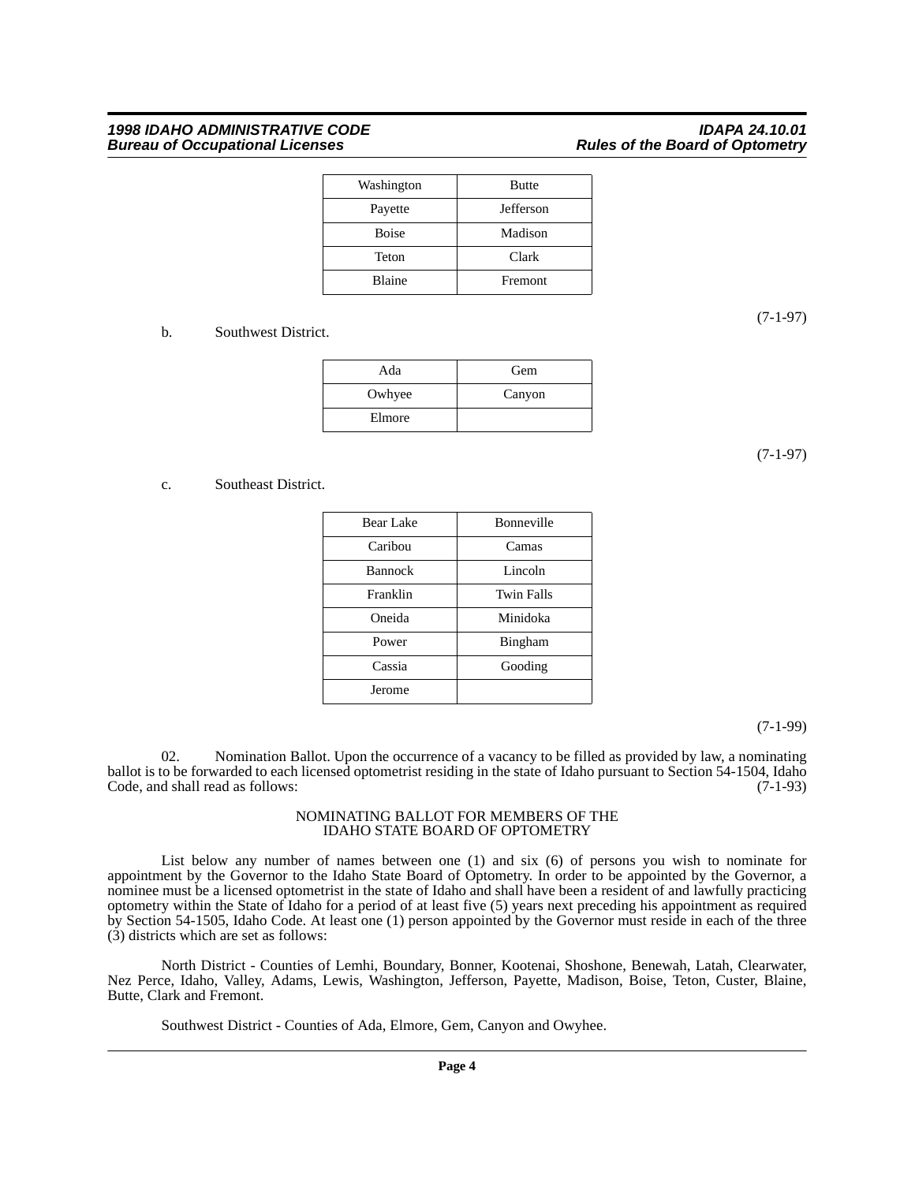| Washington | Butte |
|---|---|
| Payette | Jefferson |
| Boise | Madison |
| Teton | Clark |
| Blaine | Fremont |

(7-1-97)

b. Southwest District.

| Ada | Gem |
|---|---|
| Owhyee | Canyon |
| Elmore | |

(7-1-97)

c. Southeast District.

| Bear Lake | Bonneville |
|---|---|
| Caribou | Camas |
| Bannock | Lincoln |
| Franklin | Twin Falls |
| Oneida | Minidoka |
| Power | Bingham |
| Cassia | Gooding |
| Jerome | |

(7-1-99)

02. Nomination Ballot. Upon the occurrence of a vacancy to be filled as provided by law, a nominating ballot is to be forwarded to each licensed optometrist residing in the state of Idaho pursuant to Section 54-1504, Idaho Code, and shall read as follows: (7-1-93)

NOMINATING BALLOT FOR MEMBERS OF THE
IDAHO STATE BOARD OF OPTOMETRY

List below any number of names between one (1) and six (6) of persons you wish to nominate for appointment by the Governor to the Idaho State Board of Optometry. In order to be appointed by the Governor, a nominee must be a licensed optometrist in the state of Idaho and shall have been a resident of and lawfully practicing optometry within the State of Idaho for a period of at least five (5) years next preceding his appointment as required by Section 54-1505, Idaho Code. At least one (1) person appointed by the Governor must reside in each of the three (3) districts which are set as follows:

North District - Counties of Lemhi, Boundary, Bonner, Kootenai, Shoshone, Benewah, Latah, Clearwater, Nez Perce, Idaho, Valley, Adams, Lewis, Washington, Jefferson, Payette, Madison, Boise, Teton, Custer, Blaine, Butte, Clark and Fremont.

Southwest District - Counties of Ada, Elmore, Gem, Canyon and Owyhee.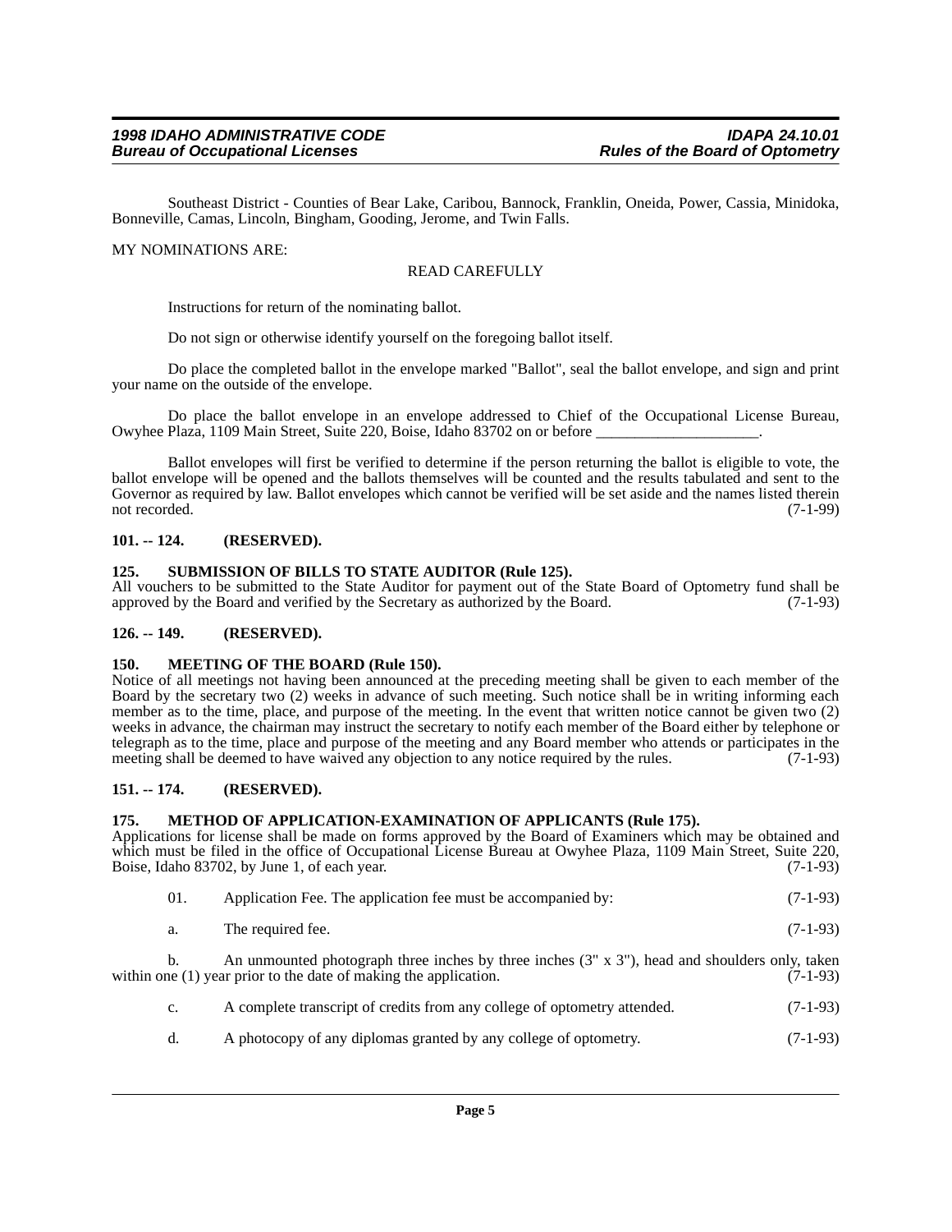Southeast District - Counties of Bear Lake, Caribou, Bannock, Franklin, Oneida, Power, Cassia, Minidoka, Bonneville, Camas, Lincoln, Bingham, Gooding, Jerome, and Twin Falls.

MY NOMINATIONS ARE:

READ CAREFULLY

Instructions for return of the nominating ballot.

Do not sign or otherwise identify yourself on the foregoing ballot itself.

Do place the completed ballot in the envelope marked "Ballot", seal the ballot envelope, and sign and print your name on the outside of the envelope.

Do place the ballot envelope in an envelope addressed to Chief of the Occupational License Bureau, Owyhee Plaza, 1109 Main Street, Suite 220, Boise, Idaho 83702 on or before _____________________.

Ballot envelopes will first be verified to determine if the person returning the ballot is eligible to vote, the ballot envelope will be opened and the ballots themselves will be counted and the results tabulated and sent to the Governor as required by law. Ballot envelopes which cannot be verified will be set aside and the names listed therein not recorded. (7-1-99)

### 101. -- 124. (RESERVED).

### 125. SUBMISSION OF BILLS TO STATE AUDITOR (Rule 125).

All vouchers to be submitted to the State Auditor for payment out of the State Board of Optometry fund shall be approved by the Board and verified by the Secretary as authorized by the Board. (7-1-93)

### 126. -- 149. (RESERVED).

### 150. MEETING OF THE BOARD (Rule 150).

Notice of all meetings not having been announced at the preceding meeting shall be given to each member of the Board by the secretary two (2) weeks in advance of such meeting. Such notice shall be in writing informing each member as to the time, place, and purpose of the meeting. In the event that written notice cannot be given two (2) weeks in advance, the chairman may instruct the secretary to notify each member of the Board either by telephone or telegraph as to the time, place and purpose of the meeting and any Board member who attends or participates in the meeting shall be deemed to have waived any objection to any notice required by the rules. (7-1-93)

### 151. -- 174. (RESERVED).

### 175. METHOD OF APPLICATION-EXAMINATION OF APPLICANTS (Rule 175).

Applications for license shall be made on forms approved by the Board of Examiners which may be obtained and which must be filed in the office of Occupational License Bureau at Owyhee Plaza, 1109 Main Street, Suite 220, Boise, Idaho 83702, by June 1, of each year. (7-1-93)

01. Application Fee. The application fee must be accompanied by: (7-1-93)

a. The required fee. (7-1-93)

b. An unmounted photograph three inches by three inches (3" x 3"), head and shoulders only, taken within one (1) year prior to the date of making the application. (7-1-93)

c. A complete transcript of credits from any college of optometry attended. (7-1-93)

d. A photocopy of any diplomas granted by any college of optometry. (7-1-93)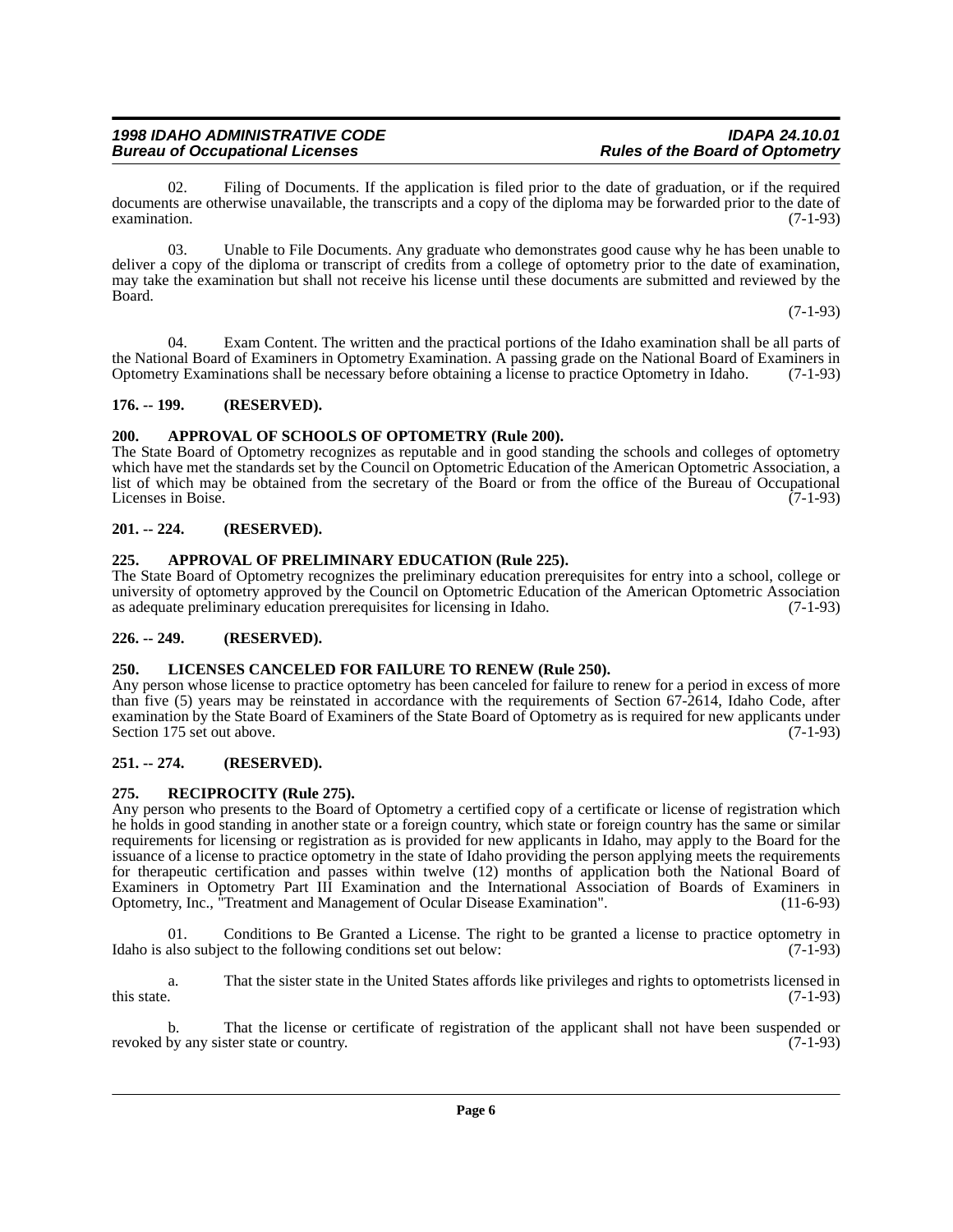02. Filing of Documents. If the application is filed prior to the date of graduation, or if the required documents are otherwise unavailable, the transcripts and a copy of the diploma may be forwarded prior to the date of examination. (7-1-93)

03. Unable to File Documents. Any graduate who demonstrates good cause why he has been unable to deliver a copy of the diploma or transcript of credits from a college of optometry prior to the date of examination, may take the examination but shall not receive his license until these documents are submitted and reviewed by the Board. (7-1-93)

04. Exam Content. The written and the practical portions of the Idaho examination shall be all parts of the National Board of Examiners in Optometry Examination. A passing grade on the National Board of Examiners in Optometry Examinations shall be necessary before obtaining a license to practice Optometry in Idaho. (7-1-93)

### 176. -- 199. (RESERVED).

### 200. APPROVAL OF SCHOOLS OF OPTOMETRY (Rule 200).

The State Board of Optometry recognizes as reputable and in good standing the schools and colleges of optometry which have met the standards set by the Council on Optometric Education of the American Optometric Association, a list of which may be obtained from the secretary of the Board or from the office of the Bureau of Occupational Licenses in Boise. (7-1-93)

### 201. -- 224. (RESERVED).

### 225. APPROVAL OF PRELIMINARY EDUCATION (Rule 225).

The State Board of Optometry recognizes the preliminary education prerequisites for entry into a school, college or university of optometry approved by the Council on Optometric Education of the American Optometric Association as adequate preliminary education prerequisites for licensing in Idaho. (7-1-93)

### 226. -- 249. (RESERVED).

### 250. LICENSES CANCELED FOR FAILURE TO RENEW (Rule 250).

Any person whose license to practice optometry has been canceled for failure to renew for a period in excess of more than five (5) years may be reinstated in accordance with the requirements of Section 67-2614, Idaho Code, after examination by the State Board of Examiners of the State Board of Optometry as is required for new applicants under Section 175 set out above. (7-1-93)

### 251. -- 274. (RESERVED).

### 275. RECIPROCITY (Rule 275).

Any person who presents to the Board of Optometry a certified copy of a certificate or license of registration which he holds in good standing in another state or a foreign country, which state or foreign country has the same or similar requirements for licensing or registration as is provided for new applicants in Idaho, may apply to the Board for the issuance of a license to practice optometry in the state of Idaho providing the person applying meets the requirements for therapeutic certification and passes within twelve (12) months of application both the National Board of Examiners in Optometry Part III Examination and the International Association of Boards of Examiners in Optometry, Inc., "Treatment and Management of Ocular Disease Examination". (11-6-93)

01. Conditions to Be Granted a License. The right to be granted a license to practice optometry in Idaho is also subject to the following conditions set out below: (7-1-93)

a. That the sister state in the United States affords like privileges and rights to optometrists licensed in this state. (7-1-93)

b. That the license or certificate of registration of the applicant shall not have been suspended or revoked by any sister state or country. (7-1-93)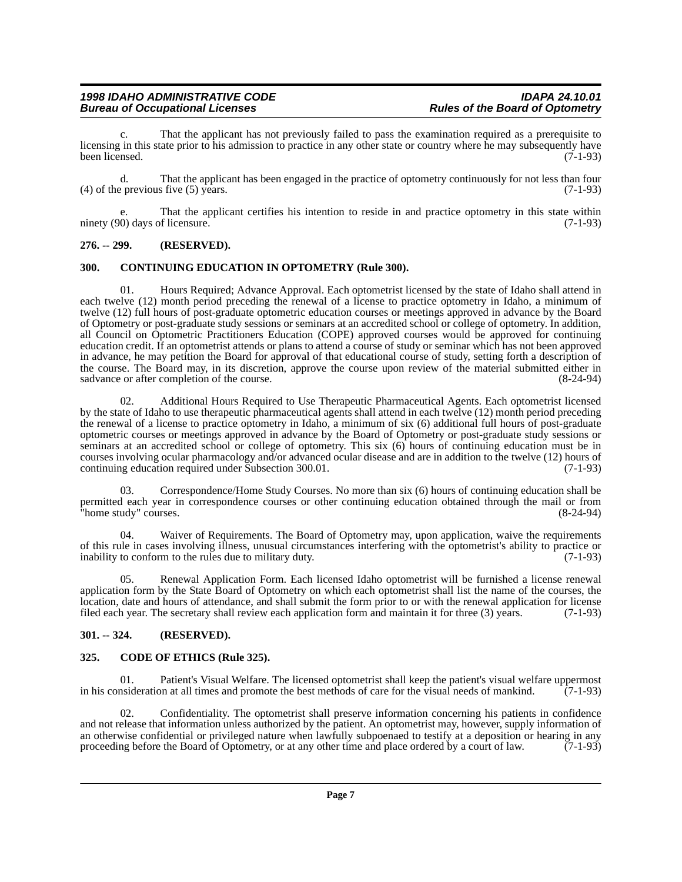c. That the applicant has not previously failed to pass the examination required as a prerequisite to licensing in this state prior to his admission to practice in any other state or country where he may subsequently have been licensed. (7-1-93)

d. That the applicant has been engaged in the practice of optometry continuously for not less than four (4) of the previous five (5) years. (7-1-93)

e. That the applicant certifies his intention to reside in and practice optometry in this state within ninety (90) days of licensure. (7-1-93)

### 276. -- 299. (RESERVED).

### 300. CONTINUING EDUCATION IN OPTOMETRY (Rule 300).

01. Hours Required; Advance Approval. Each optometrist licensed by the state of Idaho shall attend in each twelve (12) month period preceding the renewal of a license to practice optometry in Idaho, a minimum of twelve (12) full hours of post-graduate optometric education courses or meetings approved in advance by the Board of Optometry or post-graduate study sessions or seminars at an accredited school or college of optometry. In addition, all Council on Optometric Practitioners Education (COPE) approved courses would be approved for continuing education credit. If an optometrist attends or plans to attend a course of study or seminar which has not been approved in advance, he may petition the Board for approval of that educational course of study, setting forth a description of the course. The Board may, in its discretion, approve the course upon review of the material submitted either in sadvance or after completion of the course. (8-24-94)

02. Additional Hours Required to Use Therapeutic Pharmaceutical Agents. Each optometrist licensed by the state of Idaho to use therapeutic pharmaceutical agents shall attend in each twelve (12) month period preceding the renewal of a license to practice optometry in Idaho, a minimum of six (6) additional full hours of post-graduate optometric courses or meetings approved in advance by the Board of Optometry or post-graduate study sessions or seminars at an accredited school or college of optometry. This six (6) hours of continuing education must be in courses involving ocular pharmacology and/or advanced ocular disease and are in addition to the twelve (12) hours of continuing education required under Subsection 300.01. (7-1-93)

03. Correspondence/Home Study Courses. No more than six (6) hours of continuing education shall be permitted each year in correspondence courses or other continuing education obtained through the mail or from "home study" courses. (8-24-94)

04. Waiver of Requirements. The Board of Optometry may, upon application, waive the requirements of this rule in cases involving illness, unusual circumstances interfering with the optometrist's ability to practice or inability to conform to the rules due to military duty. (7-1-93)

05. Renewal Application Form. Each licensed Idaho optometrist will be furnished a license renewal application form by the State Board of Optometry on which each optometrist shall list the name of the courses, the location, date and hours of attendance, and shall submit the form prior to or with the renewal application for license filed each year. The secretary shall review each application form and maintain it for three (3) years. (7-1-93)

### 301. -- 324. (RESERVED).

### 325. CODE OF ETHICS (Rule 325).

01. Patient's Visual Welfare. The licensed optometrist shall keep the patient's visual welfare uppermost in his consideration at all times and promote the best methods of care for the visual needs of mankind. (7-1-93)

02. Confidentiality. The optometrist shall preserve information concerning his patients in confidence and not release that information unless authorized by the patient. An optometrist may, however, supply information of an otherwise confidential or privileged nature when lawfully subpoenaed to testify at a deposition or hearing in any proceeding before the Board of Optometry, or at any other time and place ordered by a court of law. (7-1-93)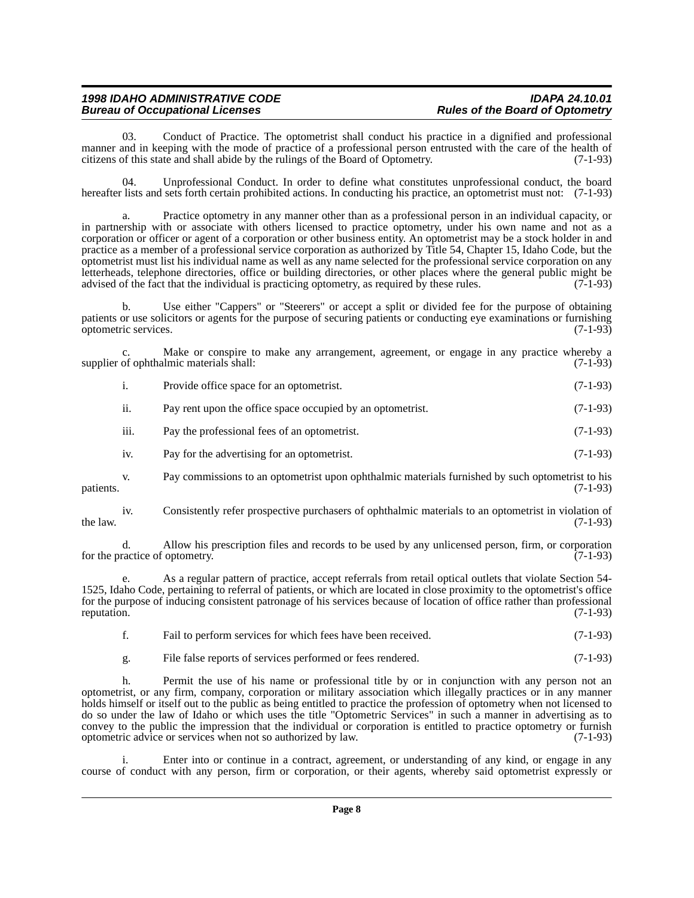03. Conduct of Practice. The optometrist shall conduct his practice in a dignified and professional manner and in keeping with the mode of practice of a professional person entrusted with the care of the health of citizens of this state and shall abide by the rulings of the Board of Optometry. (7-1-93)

04. Unprofessional Conduct. In order to define what constitutes unprofessional conduct, the board hereafter lists and sets forth certain prohibited actions. In conducting his practice, an optometrist must not: (7-1-93)

a. Practice optometry in any manner other than as a professional person in an individual capacity, or in partnership with or associate with others licensed to practice optometry, under his own name and not as a corporation or officer or agent of a corporation or other business entity. An optometrist may be a stock holder in and practice as a member of a professional service corporation as authorized by Title 54, Chapter 15, Idaho Code, but the optometrist must list his individual name as well as any name selected for the professional service corporation on any letterheads, telephone directories, office or building directories, or other places where the general public might be advised of the fact that the individual is practicing optometry, as required by these rules. (7-1-93)

b. Use either "Cappers" or "Steerers" or accept a split or divided fee for the purpose of obtaining patients or use solicitors or agents for the purpose of securing patients or conducting eye examinations or furnishing optometric services. (7-1-93)

c. Make or conspire to make any arrangement, agreement, or engage in any practice whereby a supplier of ophthalmic materials shall: (7-1-93)

i. Provide office space for an optometrist. (7-1-93)

ii. Pay rent upon the office space occupied by an optometrist. (7-1-93)

iii. Pay the professional fees of an optometrist. (7-1-93)

iv. Pay for the advertising for an optometrist. (7-1-93)

v. Pay commissions to an optometrist upon ophthalmic materials furnished by such optometrist to his patients. (7-1-93)

iv. Consistently refer prospective purchasers of ophthalmic materials to an optometrist in violation of the law. (7-1-93)

d. Allow his prescription files and records to be used by any unlicensed person, firm, or corporation for the practice of optometry. (7-1-93)

e. As a regular pattern of practice, accept referrals from retail optical outlets that violate Section 54-1525, Idaho Code, pertaining to referral of patients, or which are located in close proximity to the optometrist's office for the purpose of inducing consistent patronage of his services because of location of office rather than professional reputation. (7-1-93)

f. Fail to perform services for which fees have been received. (7-1-93)

g. File false reports of services performed or fees rendered. (7-1-93)

h. Permit the use of his name or professional title by or in conjunction with any person not an optometrist, or any firm, company, corporation or military association which illegally practices or in any manner holds himself or itself out to the public as being entitled to practice the profession of optometry when not licensed to do so under the law of Idaho or which uses the title "Optometric Services" in such a manner in advertising as to convey to the public the impression that the individual or corporation is entitled to practice optometry or furnish optometric advice or services when not so authorized by law. (7-1-93)

i. Enter into or continue in a contract, agreement, or understanding of any kind, or engage in any course of conduct with any person, firm or corporation, or their agents, whereby said optometrist expressly or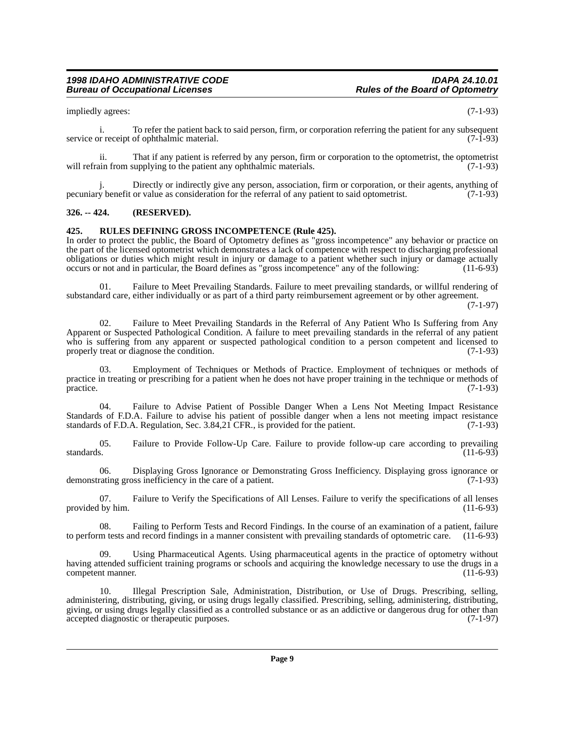impliedly agrees: (7-1-93)

i. To refer the patient back to said person, firm, or corporation referring the patient for any subsequent service or receipt of ophthalmic material. (7-1-93)

ii. That if any patient is referred by any person, firm or corporation to the optometrist, the optometrist will refrain from supplying to the patient any ophthalmic materials. (7-1-93)

j. Directly or indirectly give any person, association, firm or corporation, or their agents, anything of pecuniary benefit or value as consideration for the referral of any patient to said optometrist. (7-1-93)

## 326. -- 424. (RESERVED).

## 425. RULES DEFINING GROSS INCOMPETENCE (Rule 425).

In order to protect the public, the Board of Optometry defines as "gross incompetence" any behavior or practice on the part of the licensed optometrist which demonstrates a lack of competence with respect to discharging professional obligations or duties which might result in injury or damage to a patient whether such injury or damage actually occurs or not and in particular, the Board defines as "gross incompetence" any of the following: (11-6-93)

01. Failure to Meet Prevailing Standards. Failure to meet prevailing standards, or willful rendering of substandard care, either individually or as part of a third party reimbursement agreement or by other agreement. (7-1-97)

02. Failure to Meet Prevailing Standards in the Referral of Any Patient Who Is Suffering from Any Apparent or Suspected Pathological Condition. A failure to meet prevailing standards in the referral of any patient who is suffering from any apparent or suspected pathological condition to a person competent and licensed to properly treat or diagnose the condition. (7-1-93)

03. Employment of Techniques or Methods of Practice. Employment of techniques or methods of practice in treating or prescribing for a patient when he does not have proper training in the technique or methods of practice. (7-1-93)

04. Failure to Advise Patient of Possible Danger When a Lens Not Meeting Impact Resistance Standards of F.D.A. Failure to advise his patient of possible danger when a lens not meeting impact resistance standards of F.D.A. Regulation, Sec. 3.84,21 CFR., is provided for the patient. (7-1-93)

05. Failure to Provide Follow-Up Care. Failure to provide follow-up care according to prevailing standards. (11-6-93)

06. Displaying Gross Ignorance or Demonstrating Gross Inefficiency. Displaying gross ignorance or demonstrating gross inefficiency in the care of a patient. (7-1-93)

07. Failure to Verify the Specifications of All Lenses. Failure to verify the specifications of all lenses provided by him. (11-6-93)

08. Failing to Perform Tests and Record Findings. In the course of an examination of a patient, failure to perform tests and record findings in a manner consistent with prevailing standards of optometric care. (11-6-93)

09. Using Pharmaceutical Agents. Using pharmaceutical agents in the practice of optometry without having attended sufficient training programs or schools and acquiring the knowledge necessary to use the drugs in a competent manner. (11-6-93)

10. Illegal Prescription Sale, Administration, Distribution, or Use of Drugs. Prescribing, selling, administering, distributing, giving, or using drugs legally classified. Prescribing, selling, administering, distributing, giving, or using drugs legally classified as a controlled substance or as an addictive or dangerous drug for other than accepted diagnostic or therapeutic purposes. (7-1-97)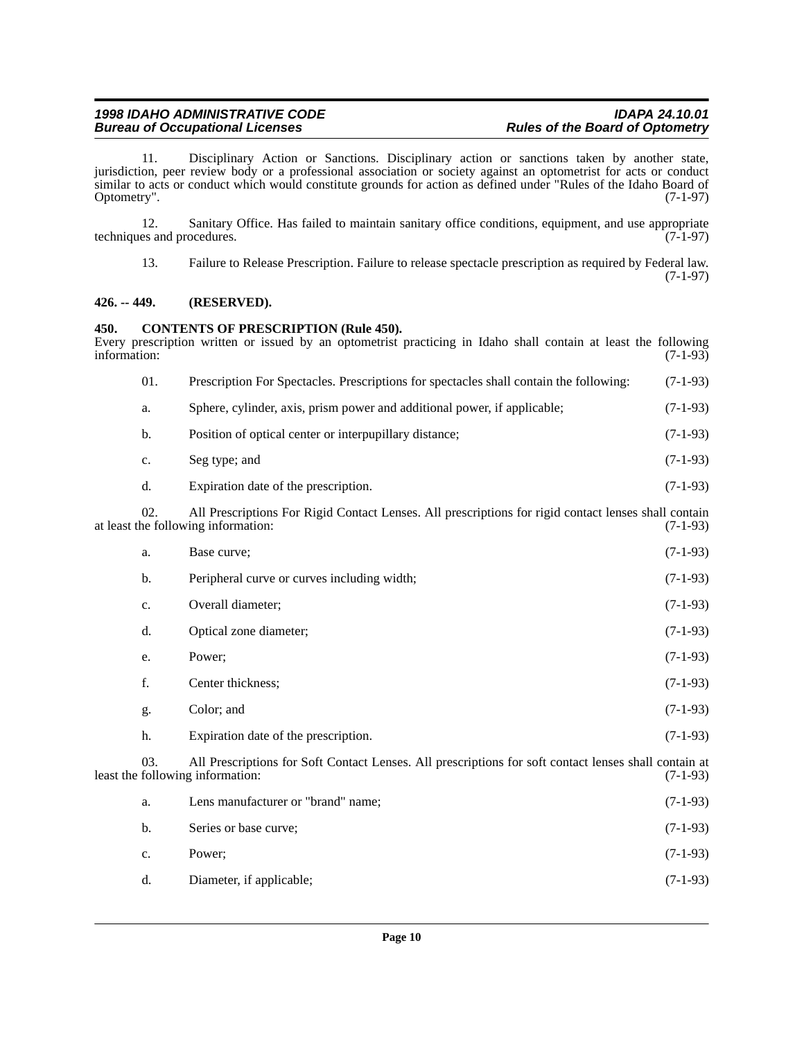11. Disciplinary Action or Sanctions. Disciplinary action or sanctions taken by another state, jurisdiction, peer review body or a professional association or society against an optometrist for acts or conduct similar to acts or conduct which would constitute grounds for action as defined under "Rules of the Idaho Board of Optometry". (7-1-97)

12. Sanitary Office. Has failed to maintain sanitary office conditions, equipment, and use appropriate techniques and procedures. (7-1-97)

13. Failure to Release Prescription. Failure to release spectacle prescription as required by Federal law. (7-1-97)

## 426. -- 449. (RESERVED).

## 450. CONTENTS OF PRESCRIPTION (Rule 450).

Every prescription written or issued by an optometrist practicing in Idaho shall contain at least the following information: (7-1-93)

01. Prescription For Spectacles. Prescriptions for spectacles shall contain the following: (7-1-93)

a. Sphere, cylinder, axis, prism power and additional power, if applicable; (7-1-93)

b. Position of optical center or interpupillary distance; (7-1-93)

c. Seg type; and (7-1-93)

d. Expiration date of the prescription. (7-1-93)

02. All Prescriptions For Rigid Contact Lenses. All prescriptions for rigid contact lenses shall contain at least the following information: (7-1-93)

a. Base curve; (7-1-93)

b. Peripheral curve or curves including width; (7-1-93)

c. Overall diameter; (7-1-93)

d. Optical zone diameter; (7-1-93)

e. Power; (7-1-93)

f. Center thickness; (7-1-93)

g. Color; and (7-1-93)

h. Expiration date of the prescription. (7-1-93)

03. All Prescriptions for Soft Contact Lenses. All prescriptions for soft contact lenses shall contain at least the following information: (7-1-93)

a. Lens manufacturer or "brand" name; (7-1-93)

b. Series or base curve; (7-1-93)

c. Power; (7-1-93)

d. Diameter, if applicable; (7-1-93)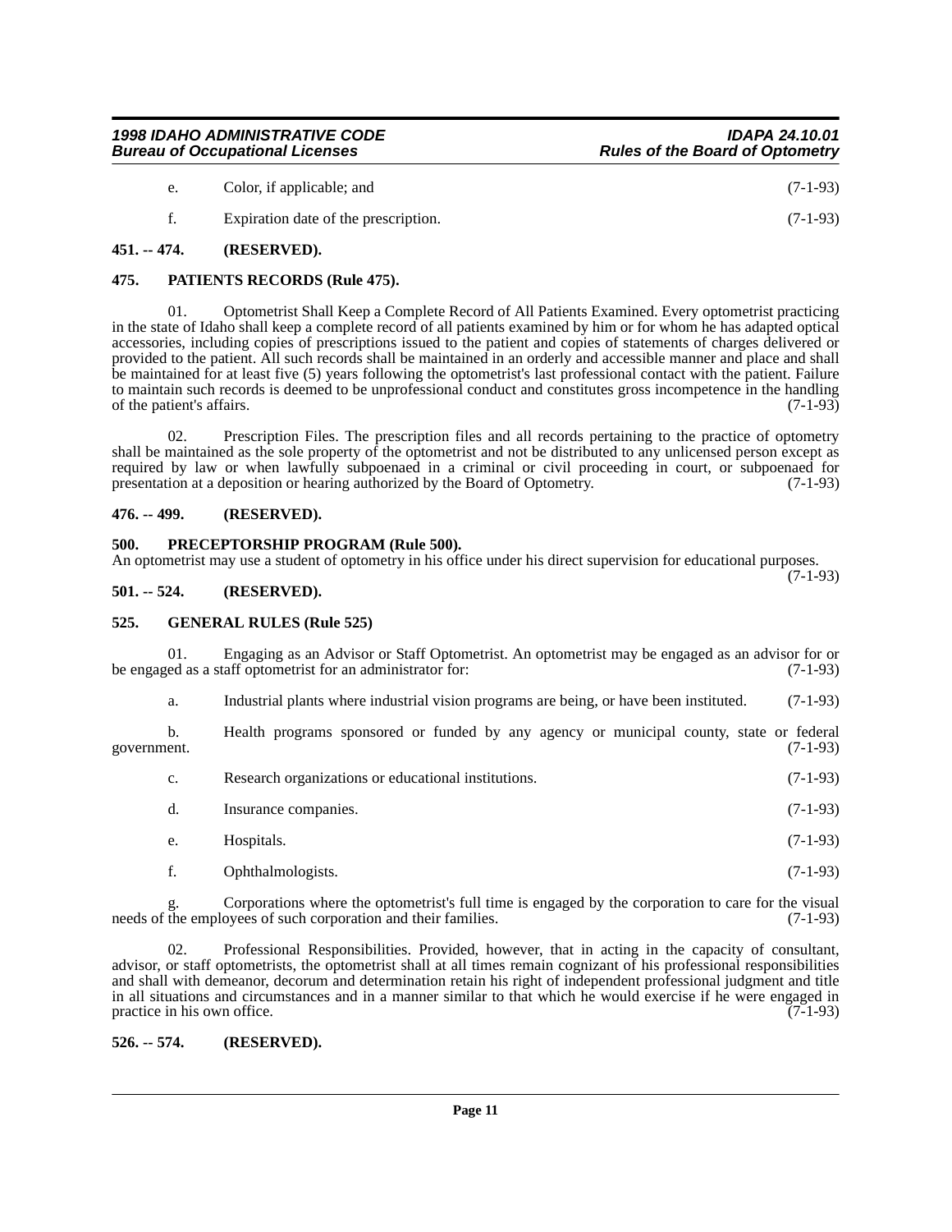e. Color, if applicable; and (7-1-93)

f. Expiration date of the prescription. (7-1-93)

### 451. -- 474. (RESERVED).

### 475. PATIENTS RECORDS (Rule 475).

01. Optometrist Shall Keep a Complete Record of All Patients Examined. Every optometrist practicing in the state of Idaho shall keep a complete record of all patients examined by him or for whom he has adapted optical accessories, including copies of prescriptions issued to the patient and copies of statements of charges delivered or provided to the patient. All such records shall be maintained in an orderly and accessible manner and place and shall be maintained for at least five (5) years following the optometrist's last professional contact with the patient. Failure to maintain such records is deemed to be unprofessional conduct and constitutes gross incompetence in the handling of the patient's affairs. (7-1-93)

02. Prescription Files. The prescription files and all records pertaining to the practice of optometry shall be maintained as the sole property of the optometrist and not be distributed to any unlicensed person except as required by law or when lawfully subpoenaed in a criminal or civil proceeding in court, or subpoenaed for presentation at a deposition or hearing authorized by the Board of Optometry. (7-1-93)

### 476. -- 499. (RESERVED).

### 500. PRECEPTORSHIP PROGRAM (Rule 500).

An optometrist may use a student of optometry in his office under his direct supervision for educational purposes. (7-1-93)

### 501. -- 524. (RESERVED).

### 525. GENERAL RULES (Rule 525)

01. Engaging as an Advisor or Staff Optometrist. An optometrist may be engaged as an advisor for or be engaged as a staff optometrist for an administrator for: (7-1-93)

a. Industrial plants where industrial vision programs are being, or have been instituted. (7-1-93)

b. Health programs sponsored or funded by any agency or municipal county, state or federal government. (7-1-93)

c. Research organizations or educational institutions. (7-1-93)

d. Insurance companies. (7-1-93)

e. Hospitals. (7-1-93)

f. Ophthalmologists. (7-1-93)

g. Corporations where the optometrist's full time is engaged by the corporation to care for the visual needs of the employees of such corporation and their families. (7-1-93)

02. Professional Responsibilities. Provided, however, that in acting in the capacity of consultant, advisor, or staff optometrists, the optometrist shall at all times remain cognizant of his professional responsibilities and shall with demeanor, decorum and determination retain his right of independent professional judgment and title in all situations and circumstances and in a manner similar to that which he would exercise if he were engaged in practice in his own office. (7-1-93)

### 526. -- 574. (RESERVED).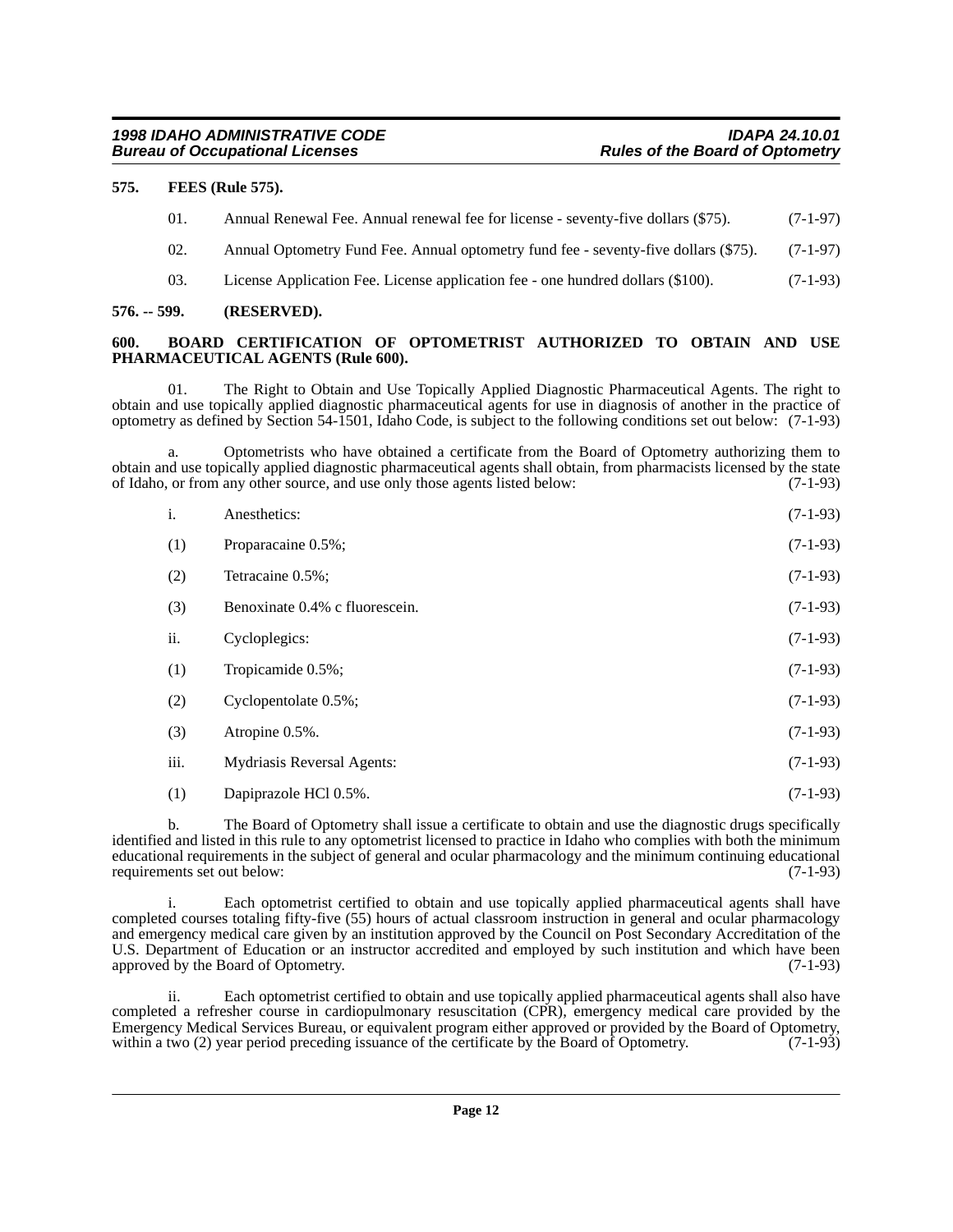**575. FEES (Rule 575).**

01. Annual Renewal Fee. Annual renewal fee for license - seventy-five dollars ($75). (7-1-97)

02. Annual Optometry Fund Fee. Annual optometry fund fee - seventy-five dollars ($75). (7-1-97)

03. License Application Fee. License application fee - one hundred dollars ($100). (7-1-93)

**576. -- 599. (RESERVED).**

**600. BOARD CERTIFICATION OF OPTOMETRIST AUTHORIZED TO OBTAIN AND USE PHARMACEUTICAL AGENTS (Rule 600).**

01. The Right to Obtain and Use Topically Applied Diagnostic Pharmaceutical Agents. The right to obtain and use topically applied diagnostic pharmaceutical agents for use in diagnosis of another in the practice of optometry as defined by Section 54-1501, Idaho Code, is subject to the following conditions set out below: (7-1-93)

a. Optometrists who have obtained a certificate from the Board of Optometry authorizing them to obtain and use topically applied diagnostic pharmaceutical agents shall obtain, from pharmacists licensed by the state of Idaho, or from any other source, and use only those agents listed below: (7-1-93)

i. Anesthetics: (7-1-93)

(1) Proparacaine 0.5%; (7-1-93)

(2) Tetracaine 0.5%; (7-1-93)

(3) Benoxinate 0.4% c fluorescein. (7-1-93)

ii. Cycloplegics: (7-1-93)

(1) Tropicamide 0.5%; (7-1-93)

(2) Cyclopentolate 0.5%; (7-1-93)

(3) Atropine 0.5%. (7-1-93)

iii. Mydriasis Reversal Agents: (7-1-93)

(1) Dapiprazole HCl 0.5%. (7-1-93)

b. The Board of Optometry shall issue a certificate to obtain and use the diagnostic drugs specifically identified and listed in this rule to any optometrist licensed to practice in Idaho who complies with both the minimum educational requirements in the subject of general and ocular pharmacology and the minimum continuing educational requirements set out below: (7-1-93)

i. Each optometrist certified to obtain and use topically applied pharmaceutical agents shall have completed courses totaling fifty-five (55) hours of actual classroom instruction in general and ocular pharmacology and emergency medical care given by an institution approved by the Council on Post Secondary Accreditation of the U.S. Department of Education or an instructor accredited and employed by such institution and which have been approved by the Board of Optometry. (7-1-93)

ii. Each optometrist certified to obtain and use topically applied pharmaceutical agents shall also have completed a refresher course in cardiopulmonary resuscitation (CPR), emergency medical care provided by the Emergency Medical Services Bureau, or equivalent program either approved or provided by the Board of Optometry, within a two (2) year period preceding issuance of the certificate by the Board of Optometry. (7-1-93)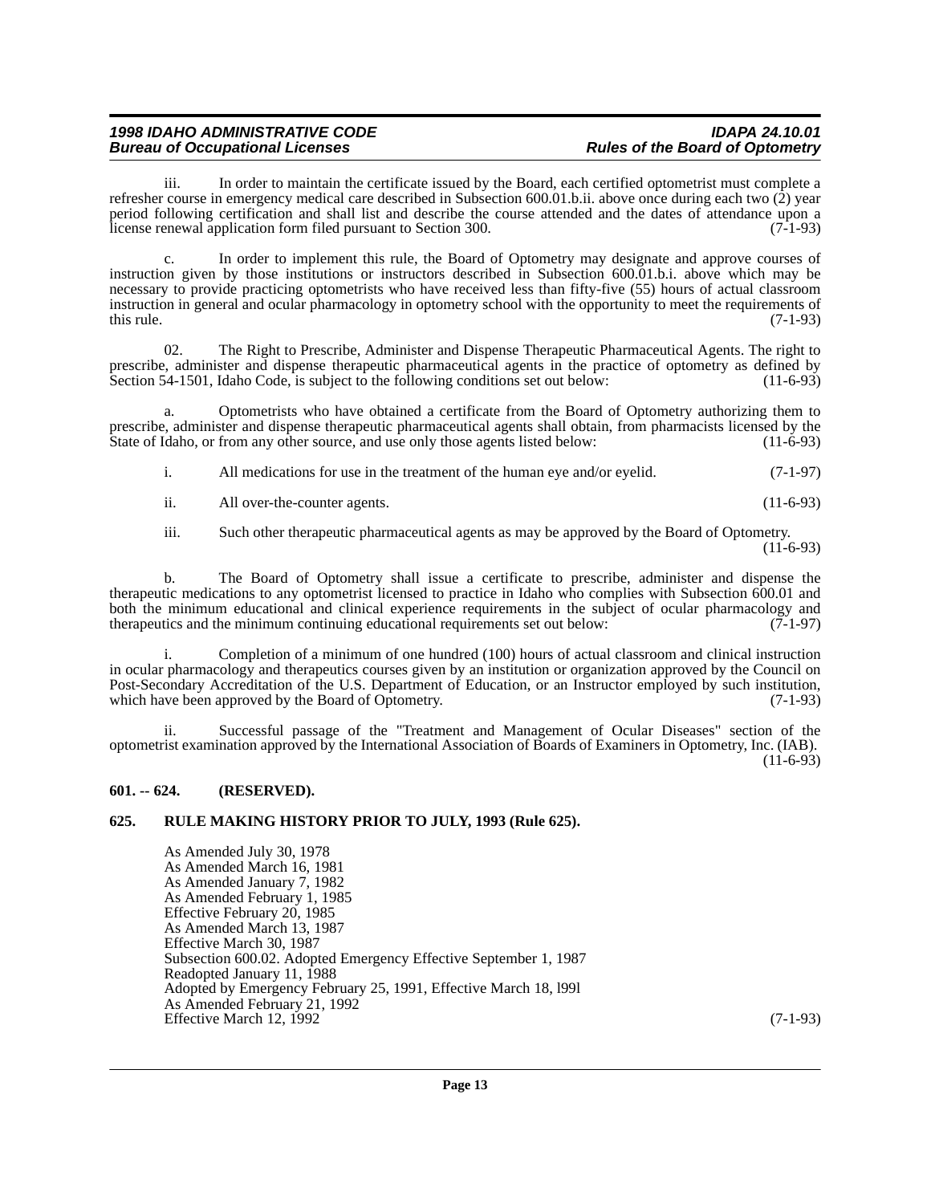iii. In order to maintain the certificate issued by the Board, each certified optometrist must complete a refresher course in emergency medical care described in Subsection 600.01.b.ii. above once during each two (2) year period following certification and shall list and describe the course attended and the dates of attendance upon a license renewal application form filed pursuant to Section 300. (7-1-93)

c. In order to implement this rule, the Board of Optometry may designate and approve courses of instruction given by those institutions or instructors described in Subsection 600.01.b.i. above which may be necessary to provide practicing optometrists who have received less than fifty-five (55) hours of actual classroom instruction in general and ocular pharmacology in optometry school with the opportunity to meet the requirements of this rule. (7-1-93)

02. The Right to Prescribe, Administer and Dispense Therapeutic Pharmaceutical Agents. The right to prescribe, administer and dispense therapeutic pharmaceutical agents in the practice of optometry as defined by Section 54-1501, Idaho Code, is subject to the following conditions set out below: (11-6-93)

a. Optometrists who have obtained a certificate from the Board of Optometry authorizing them to prescribe, administer and dispense therapeutic pharmaceutical agents shall obtain, from pharmacists licensed by the State of Idaho, or from any other source, and use only those agents listed below: (11-6-93)

i. All medications for use in the treatment of the human eye and/or eyelid. (7-1-97)

ii. All over-the-counter agents. (11-6-93)

iii. Such other therapeutic pharmaceutical agents as may be approved by the Board of Optometry. (11-6-93)

b. The Board of Optometry shall issue a certificate to prescribe, administer and dispense the therapeutic medications to any optometrist licensed to practice in Idaho who complies with Subsection 600.01 and both the minimum educational and clinical experience requirements in the subject of ocular pharmacology and therapeutics and the minimum continuing educational requirements set out below: (7-1-97)

i. Completion of a minimum of one hundred (100) hours of actual classroom and clinical instruction in ocular pharmacology and therapeutics courses given by an institution or organization approved by the Council on Post-Secondary Accreditation of the U.S. Department of Education, or an Instructor employed by such institution, which have been approved by the Board of Optometry. (7-1-93)

ii. Successful passage of the "Treatment and Management of Ocular Diseases" section of the optometrist examination approved by the International Association of Boards of Examiners in Optometry, Inc. (IAB). (11-6-93)

**601. -- 624. (RESERVED).**

**625. RULE MAKING HISTORY PRIOR TO JULY, 1993 (Rule 625).**

As Amended July 30, 1978
As Amended March 16, 1981
As Amended January 7, 1982
As Amended February 1, 1985
Effective February 20, 1985
As Amended March 13, 1987
Effective March 30, 1987
Subsection 600.02. Adopted Emergency Effective September 1, 1987
Readopted January 11, 1988
Adopted by Emergency February 25, 1991, Effective March 18, l99l
As Amended February 21, 1992
Effective March 12, 1992 (7-1-93)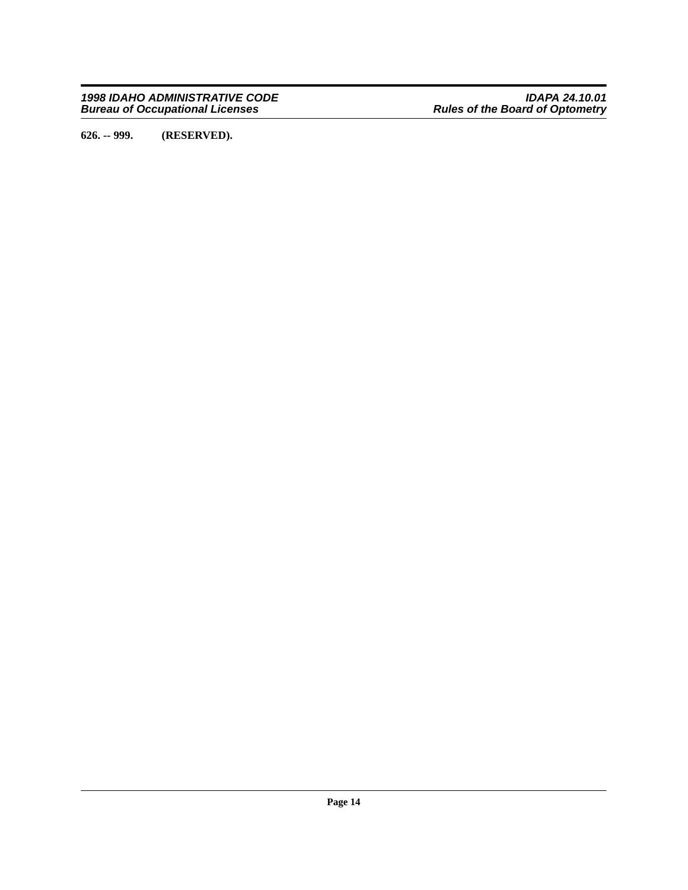**626. -- 999. (RESERVED).**